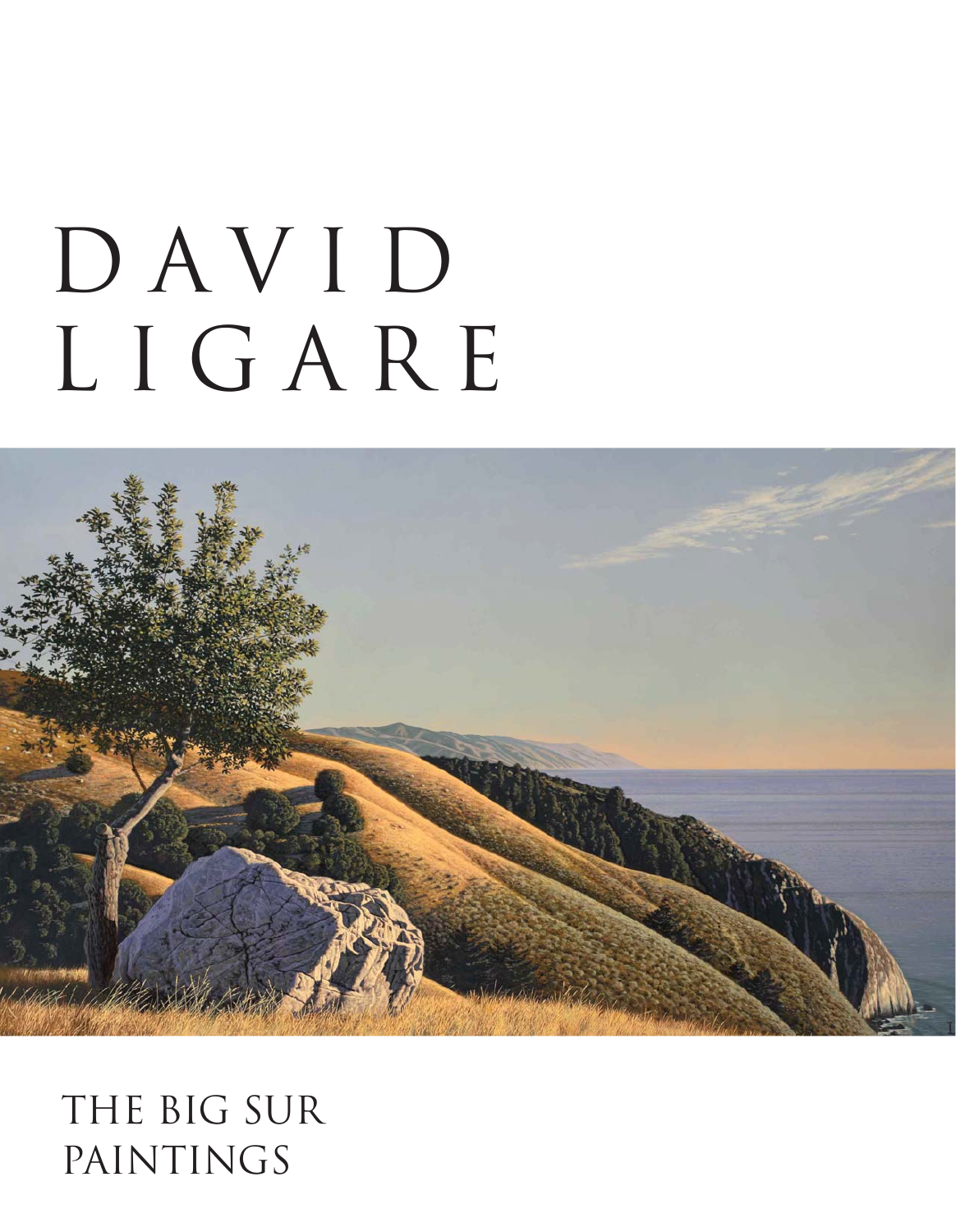# DAVID LIGARE

## THE BIG SUR PAINTINGS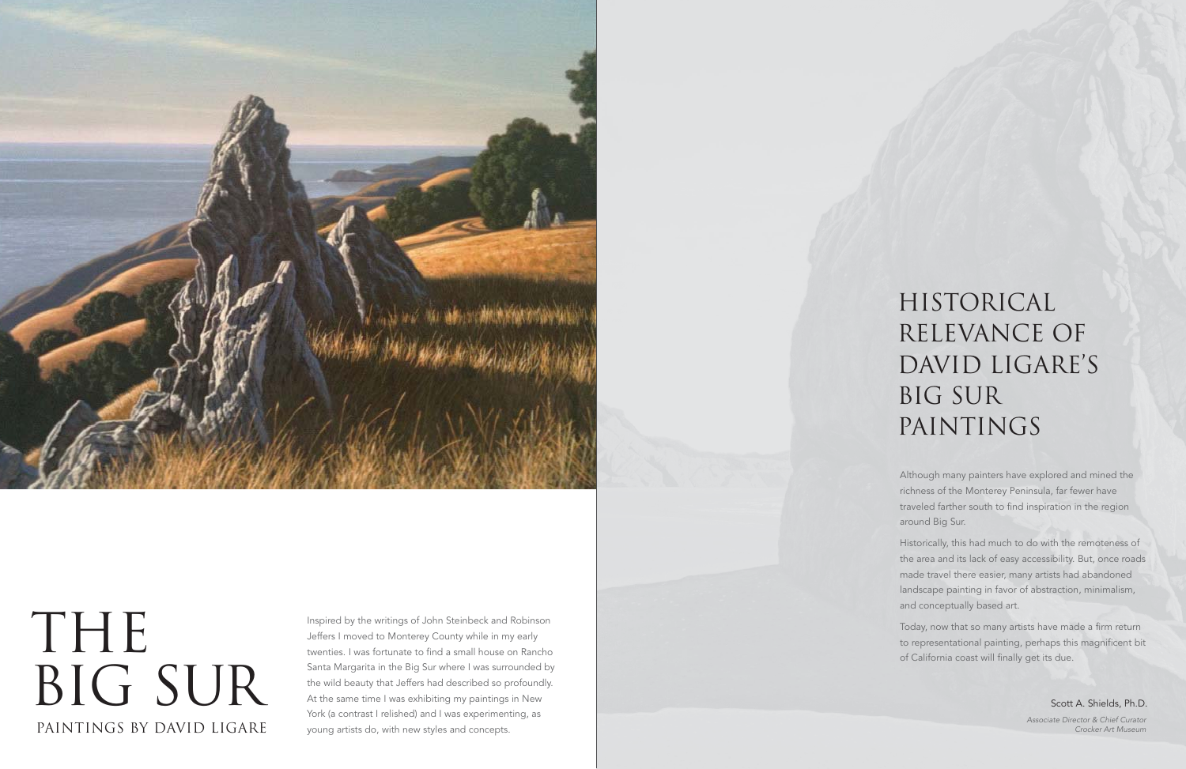# THE BIG SUR

## PAINTINGS BY DAVID LIGARE

Inspired by the writings of John Steinbeck and Robinson Jeffers I moved to Monterey County while in my early twenties. I was fortunate to find a small house on Rancho Santa Margarita in the Big Sur where I was surrounded by the wild beauty that Jeffers had described so profoundly. At the same time I was exhibiting my paintings in New York (a contrast I relished) and I was experimenting, as young artists do, with new styles and concepts.

# HISTORICAL RELEVANCE OF DAVID LIGARE'S BIG SUR PAINTINGS

Although many painters have explored and mined the richness of the Monterey Peninsula, far fewer have traveled farther south to find inspiration in the region around Big Sur.

Historically, this had much to do with the remoteness of the area and its lack of easy accessibility. But, once roads made travel there easier, many artists had abandoned landscape painting in favor of abstraction, minimalism, and conceptually based art.

Today, now that so many artists have made a firm return to representational painting, perhaps this magnificent bit of California coast will finally get its due.

Scott A. Shields, Ph.D.

*Associate Director & Chief Curator*
*Crocker Art Museum*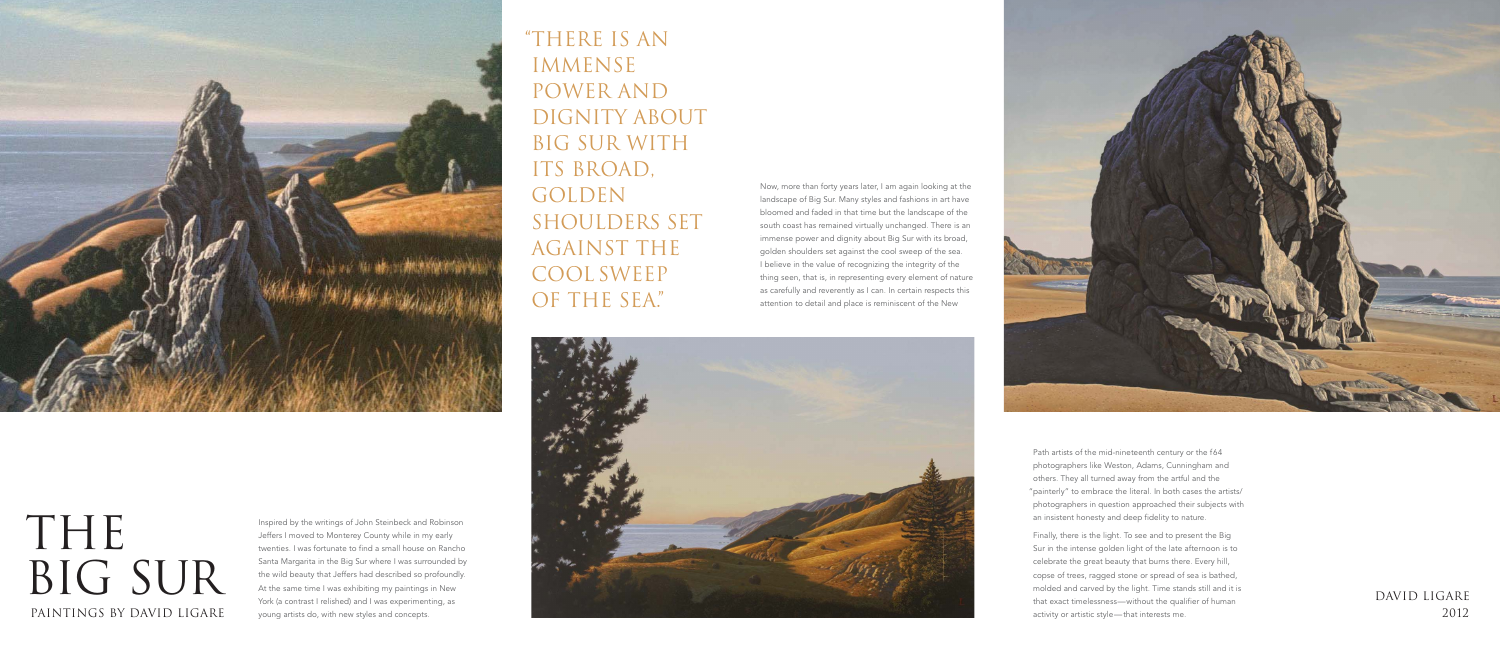# THE BIG SUR

PAINTINGS BY DAVID LIGARE

"THERE IS AN IMMENSE POWER AND DIGNITY ABOUT BIG SUR WITH ITS BROAD, GOLDEN SHOULDERS SET AGAINST THE COOL SWEEP OF THE SEA."

Inspired by the writings of John Steinbeck and Robinson Jeffers I moved to Monterey County while in my early twenties. I was fortunate to find a small house on Rancho Santa Margarita in the Big Sur where I was surrounded by the wild beauty that Jeffers had described so profoundly. At the same time I was exhibiting my paintings in New York (a contrast I relished) and I was experimenting, as young artists do, with new styles and concepts.

Now, more than forty years later, I am again looking at the landscape of Big Sur. Many styles and fashions in art have bloomed and faded in that time but the landscape of the south coast has remained virtually unchanged. There is an immense power and dignity about Big Sur with its broad, golden shoulders set against the cool sweep of the sea. I believe in the value of recognizing the integrity of the thing seen, that is, in representing every element of nature as carefully and reverently as I can. In certain respects this attention to detail and place is reminiscent of the New Path artists of the mid-nineteenth century or the f64 photographers like Weston, Adams, Cunningham and others. They all turned away from the artful and the "painterly" to embrace the literal. In both cases the artists/photographers in question approached their subjects with an insistent honesty and deep fidelity to nature.

Finally, there is the light. To see and to present the Big Sur in the intense golden light of the late afternoon is to celebrate the great beauty that burns there. Every hill, copse of trees, ragged stone or spread of sea is bathed, molded and carved by the light. Time stands still and it is that exact timelessness—without the qualifier of human activity or artistic style—that interests me.

DAVID LIGARE
2012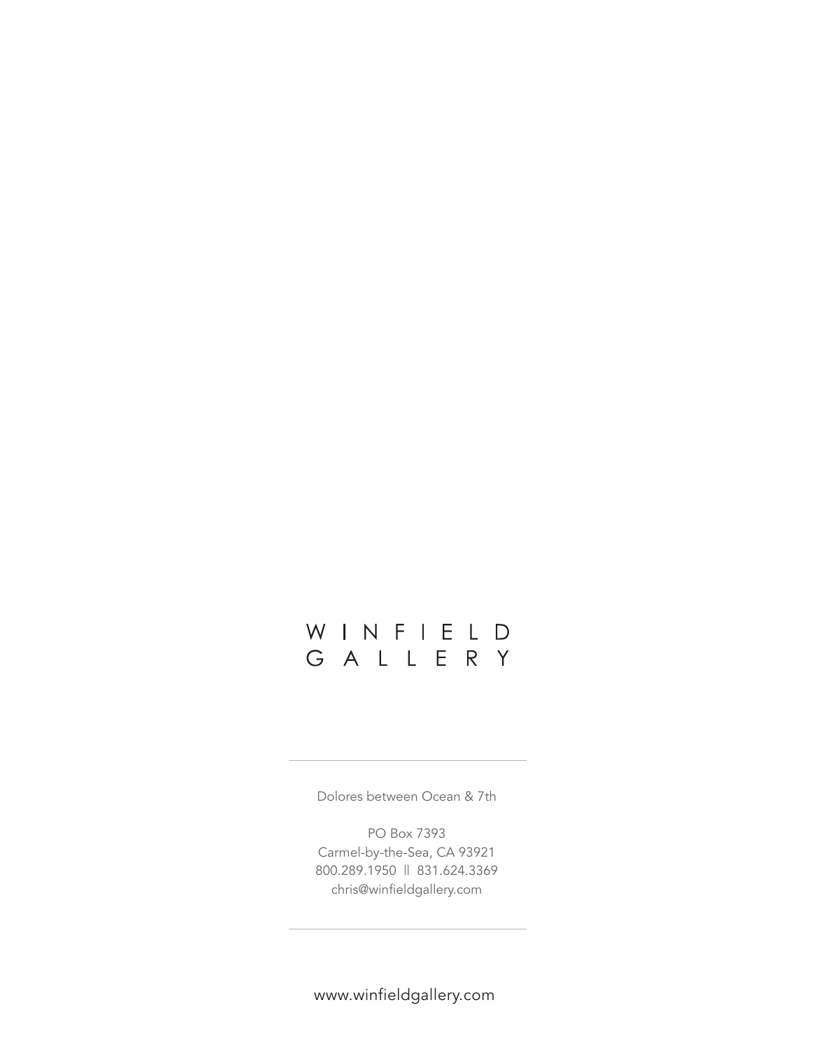# WINFIELD GALLERY

---

Dolores between Ocean & 7th

PO Box 7393
Carmel-by-the-Sea, CA 93921
800.289.1950 || 831.624.3369
chris@winfieldgallery.com

---

www.winfieldgallery.com